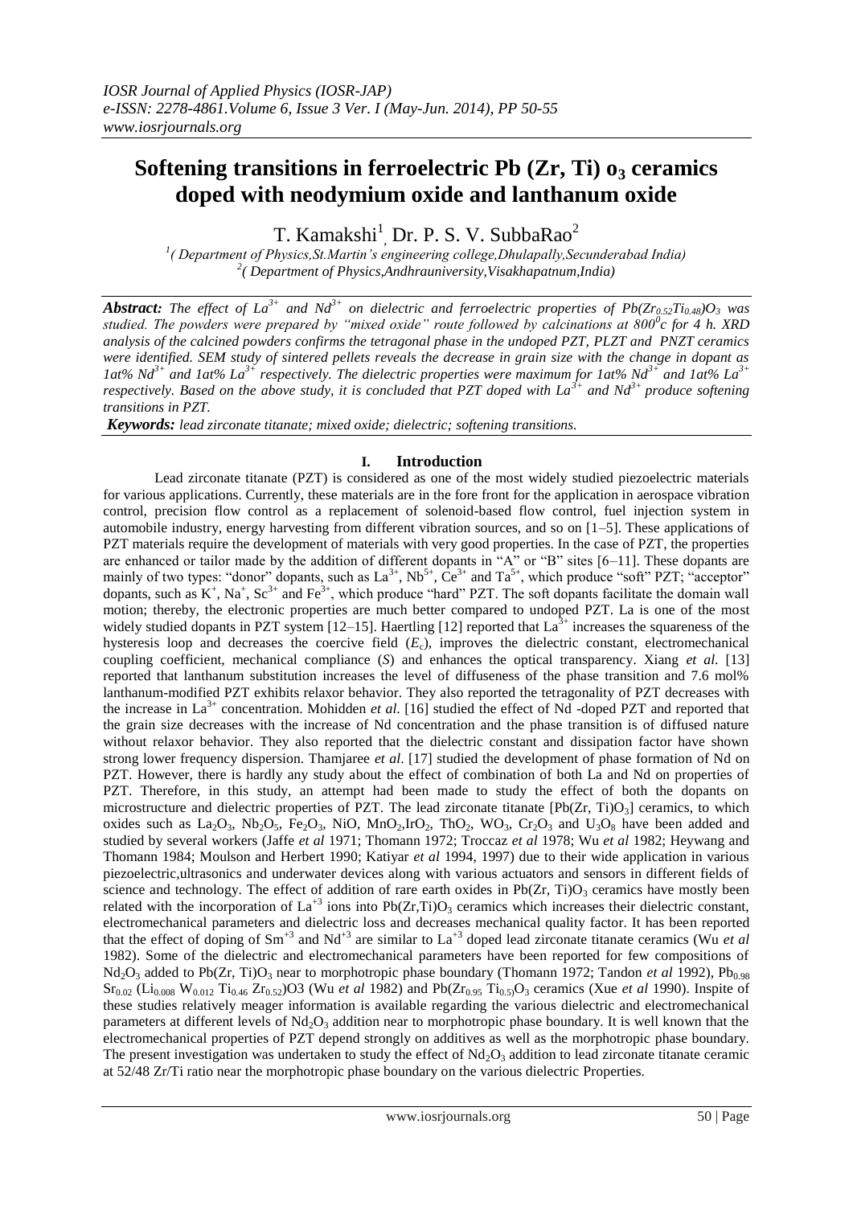# Softening transitions in ferroelectric Pb (Zr, Ti) $o_3$ ceramics doped with neodymium oxide and lanthanum oxide

T. Kamakshi[1], Dr. P. S. V. SubbaRao[2]

[1]( Department of Physics,St.Martin's engineering college,Dhulapally,Secunderabad India)
[2]( Department of Physics,Andhrauniversity,Visakhapatnum,India)

***Abstract:*** *The effect of $La^{3+}$ and $Nd^{3+}$ on dielectric and ferroelectric properties of $Pb(Zr_{0.52}Ti_{0.48})O_3$ was studied. The powders were prepared by "mixed oxide" route followed by calcinations at $800^0c$ for 4 h. XRD analysis of the calcined powders confirms the tetragonal phase in the undoped PZT, PLZT and PNZT ceramics were identified. SEM study of sintered pellets reveals the decrease in grain size with the change in dopant as 1at% $Nd^{3+}$ and 1at% $La^{3+}$ respectively. The dielectric properties were maximum for 1at% $Nd^{3+}$ and 1at% $La^{3+}$ respectively. Based on the above study, it is concluded that PZT doped with $La^{3+}$ and $Nd^{3+}$ produce softening transitions in PZT.*

***Keywords:*** *lead zirconate titanate; mixed oxide; dielectric; softening transitions.*

## I. Introduction

Lead zirconate titanate (PZT) is considered as one of the most widely studied piezoelectric materials for various applications. Currently, these materials are in the fore front for the application in aerospace vibration control, precision flow control as a replacement of solenoid-based flow control, fuel injection system in automobile industry, energy harvesting from different vibration sources, and so on [1–5]. These applications of PZT materials require the development of materials with very good properties. In the case of PZT, the properties are enhanced or tailor made by the addition of different dopants in "A" or "B" sites [6–11]. These dopants are mainly of two types: "donor" dopants, such as $La^{3+}$, $Nb^{5+}$, $Ce^{3+}$ and $Ta^{5+}$, which produce "soft" PZT; "acceptor" dopants, such as $K^+$, $Na^+$, $Sc^{3+}$ and $Fe^{3+}$, which produce "hard" PZT. The soft dopants facilitate the domain wall motion; thereby, the electronic properties are much better compared to undoped PZT. La is one of the most widely studied dopants in PZT system [12–15]. Haertling [12] reported that $La^{3+}$ increases the squareness of the hysteresis loop and decreases the coercive field ($E_c$), improves the dielectric constant, electromechanical coupling coefficient, mechanical compliance ($S$) and enhances the optical transparency. Xiang *et al*. [13] reported that lanthanum substitution increases the level of diffuseness of the phase transition and 7.6 mol% lanthanum-modified PZT exhibits relaxor behavior. They also reported the tetragonality of PZT decreases with the increase in $La^{3+}$ concentration. Mohidden *et al*. [16] studied the effect of Nd -doped PZT and reported that the grain size decreases with the increase of Nd concentration and the phase transition is of diffused nature without relaxor behavior. They also reported that the dielectric constant and dissipation factor have shown strong lower frequency dispersion. Thamjaree *et al*. [17] studied the development of phase formation of Nd on PZT. However, there is hardly any study about the effect of combination of both La and Nd on properties of PZT. Therefore, in this study, an attempt had been made to study the effect of both the dopants on microstructure and dielectric properties of PZT. The lead zirconate titanate [$Pb(Zr, Ti)O_3$] ceramics, to which oxides such as $La_2O_3$, $Nb_2O_5$, $Fe_2O_3$, NiO, $MnO_2$,$IrO_2$, $ThO_2$, $WO_3$, $Cr_2O_3$ and $U_3O_8$ have been added and studied by several workers (Jaffe *et al* 1971; Thomann 1972; Troccaz *et al* 1978; Wu *et al* 1982; Heywang and Thomann 1984; Moulson and Herbert 1990; Katiyar *et al* 1994, 1997) due to their wide application in various piezoelectric,ultrasonics and underwater devices along with various actuators and sensors in different fields of science and technology. The effect of addition of rare earth oxides in $Pb(Zr, Ti)O_3$ ceramics have mostly been related with the incorporation of $La^{+3}$ ions into $Pb(Zr,Ti)O_3$ ceramics which increases their dielectric constant, electromechanical parameters and dielectric loss and decreases mechanical quality factor. It has been reported that the effect of doping of $Sm^{+3}$ and $Nd^{+3}$ are similar to $La^{+3}$ doped lead zirconate titanate ceramics (Wu *et al* 1982). Some of the dielectric and electromechanical parameters have been reported for few compositions of $Nd_2O_3$ added to $Pb(Zr, Ti)O_3$ near to morphotropic phase boundary (Thomann 1972; Tandon *et al* 1992), $Pb_{0.98}Sr_{0.02}(Li_{0.008}W_{0.012}Ti_{0.46}Zr_{0.52})O3$ (Wu *et al* 1982) and $Pb(Zr_{0.95}Ti_{0.5)}O_3$ ceramics (Xue *et al* 1990). Inspite of these studies relatively meager information is available regarding the various dielectric and electromechanical parameters at different levels of $Nd_2O_3$ addition near to morphotropic phase boundary. It is well known that the electromechanical properties of PZT depend strongly on additives as well as the morphotropic phase boundary. The present investigation was undertaken to study the effect of $Nd_2O_3$ addition to lead zirconate titanate ceramic at 52/48 Zr/Ti ratio near the morphotropic phase boundary on the various dielectric Properties.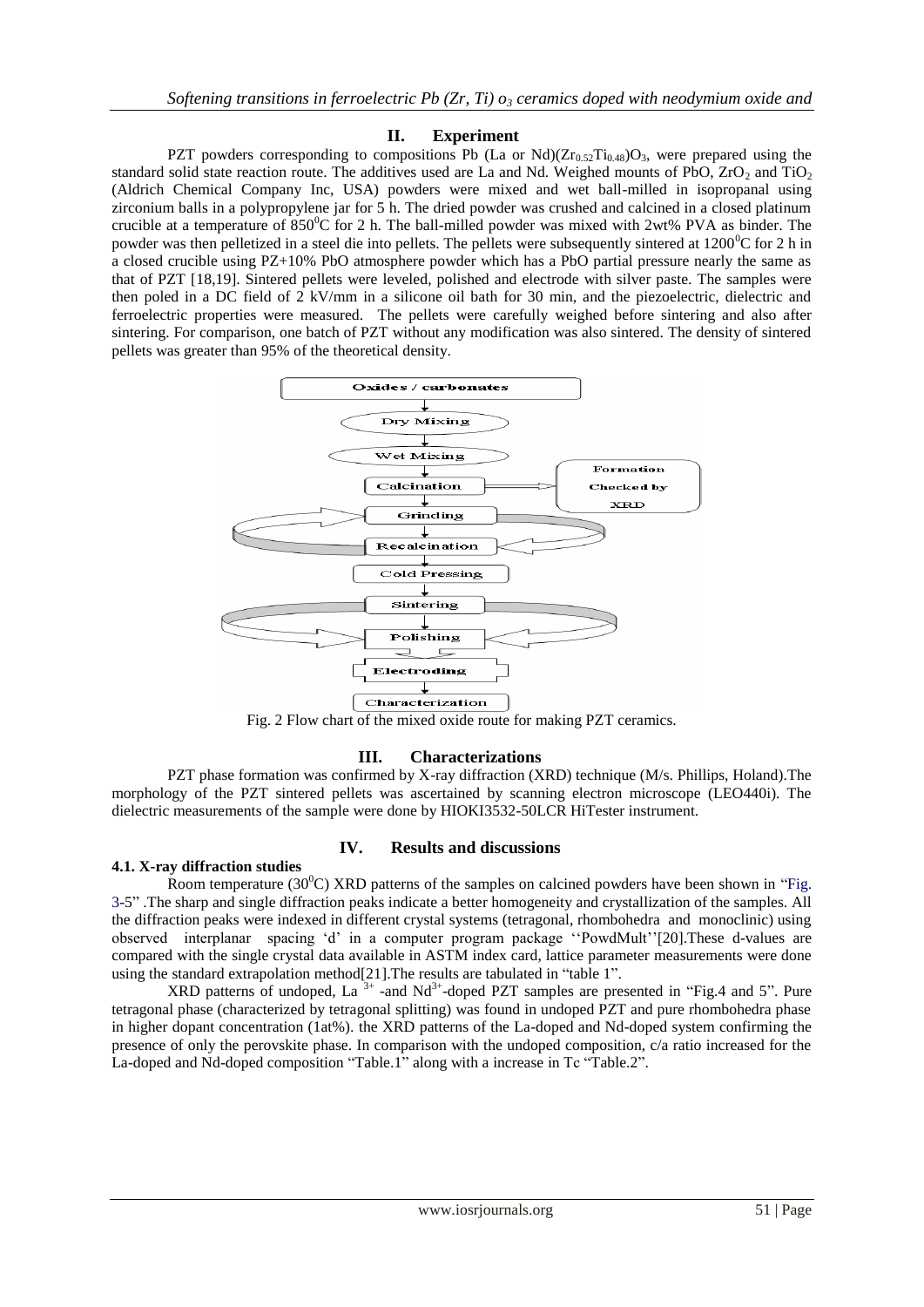## II. Experiment

PZT powders corresponding to compositions Pb (La or Nd)$(Zr_{0.52}Ti_{0.48})O_3$, were prepared using the standard solid state reaction route. The additives used are La and Nd. Weighed mounts of PbO, $ZrO_2$ and $TiO_2$ (Aldrich Chemical Company Inc, USA) powders were mixed and wet ball-milled in isopropanal using zirconium balls in a polypropylene jar for 5 h. The dried powder was crushed and calcined in a closed platinum crucible at a temperature of $850^0$C for 2 h. The ball-milled powder was mixed with 2wt% PVA as binder. The powder was then pelletized in a steel die into pellets. The pellets were subsequently sintered at $1200^0$C for 2 h in a closed crucible using PZ+10% PbO atmosphere powder which has a PbO partial pressure nearly the same as that of PZT [18,19]. Sintered pellets were leveled, polished and electrode with silver paste. The samples were then poled in a DC field of 2 kV/mm in a silicone oil bath for 30 min, and the piezoelectric, dielectric and ferroelectric properties were measured. The pellets were carefully weighed before sintering and also after sintering. For comparison, one batch of PZT without any modification was also sintered. The density of sintered pellets was greater than 95% of the theoretical density.

Oxides / carbonates

Dry Mixing

Wet Mixing

Calcination

Formation Checked by XRD

Grinding

Recalcination

Cold Pressing

Sintering

Polishing

Electroding

Characterization

Fig. 2 Flow chart of the mixed oxide route for making PZT ceramics.

## III. Characterizations

PZT phase formation was confirmed by X-ray diffraction (XRD) technique (M/s. Phillips, Holand).The morphology of the PZT sintered pellets was ascertained by scanning electron microscope (LEO440i). The dielectric measurements of the sample were done by HIOKI3532-50LCR HiTester instrument.

## IV. Results and discussions

### 4.1. X-ray diffraction studies

Room temperature ($30^0$C) XRD patterns of the samples on calcined powders have been shown in "Fig. 3-5" .The sharp and single diffraction peaks indicate a better homogeneity and crystallization of the samples. All the diffraction peaks were indexed in different crystal systems (tetragonal, rhombohedra and monoclinic) using observed interplanar spacing 'd' in a computer program package ''PowdMult''[20].These d-values are compared with the single crystal data available in ASTM index card, lattice parameter measurements were done using the standard extrapolation method[21].The results are tabulated in "table 1".

XRD patterns of undoped, $La^{3+}$ -and $Nd^{3+}$-doped PZT samples are presented in "Fig.4 and 5". Pure tetragonal phase (characterized by tetragonal splitting) was found in undoped PZT and pure rhombohedra phase in higher dopant concentration (1at%). the XRD patterns of the La-doped and Nd-doped system confirming the presence of only the perovskite phase. In comparison with the undoped composition, c/a ratio increased for the La-doped and Nd-doped composition "Table.1" along with a increase in Tc "Table.2".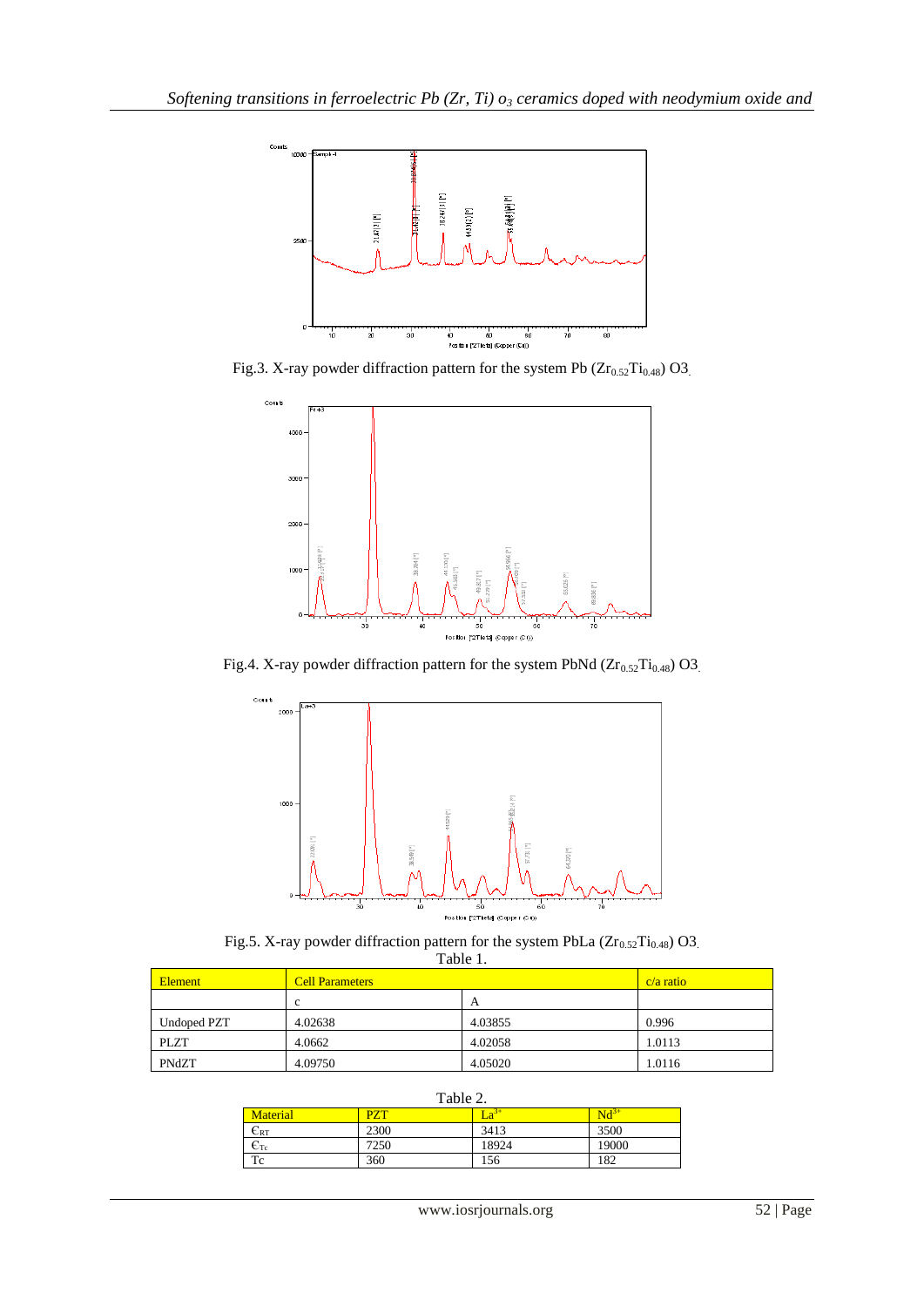Fig.3. X-ray powder diffraction pattern for the system Pb $(Zr_{0.52}Ti_{0.48})$ O3.

Fig.4. X-ray powder diffraction pattern for the system PbNd $(Zr_{0.52}Ti_{0.48})$ O3.

Fig.5. X-ray powder diffraction pattern for the system PbLa $(Zr_{0.52}Ti_{0.48})$ O3.

Table 1.

| Element | Cell Parameters | | c/a ratio |
|---|---|---|---|
| | c | A | |
| Undoped PZT | 4.02638 | 4.03855 | 0.996 |
| PLZT | 4.0662 | 4.02058 | 1.0113 |
| PNdZT | 4.09750 | 4.05020 | 1.0116 |

Table 2.

| Material | PZT | $La^{3+}$ | $Nd^{3+}$ |
|---|---|---|---|
| $\epsilon_{RT}$ | 2300 | 3413 | 3500 |
| $\epsilon_{Tc}$ | 7250 | 18924 | 19000 |
| Tc | 360 | 156 | 182 |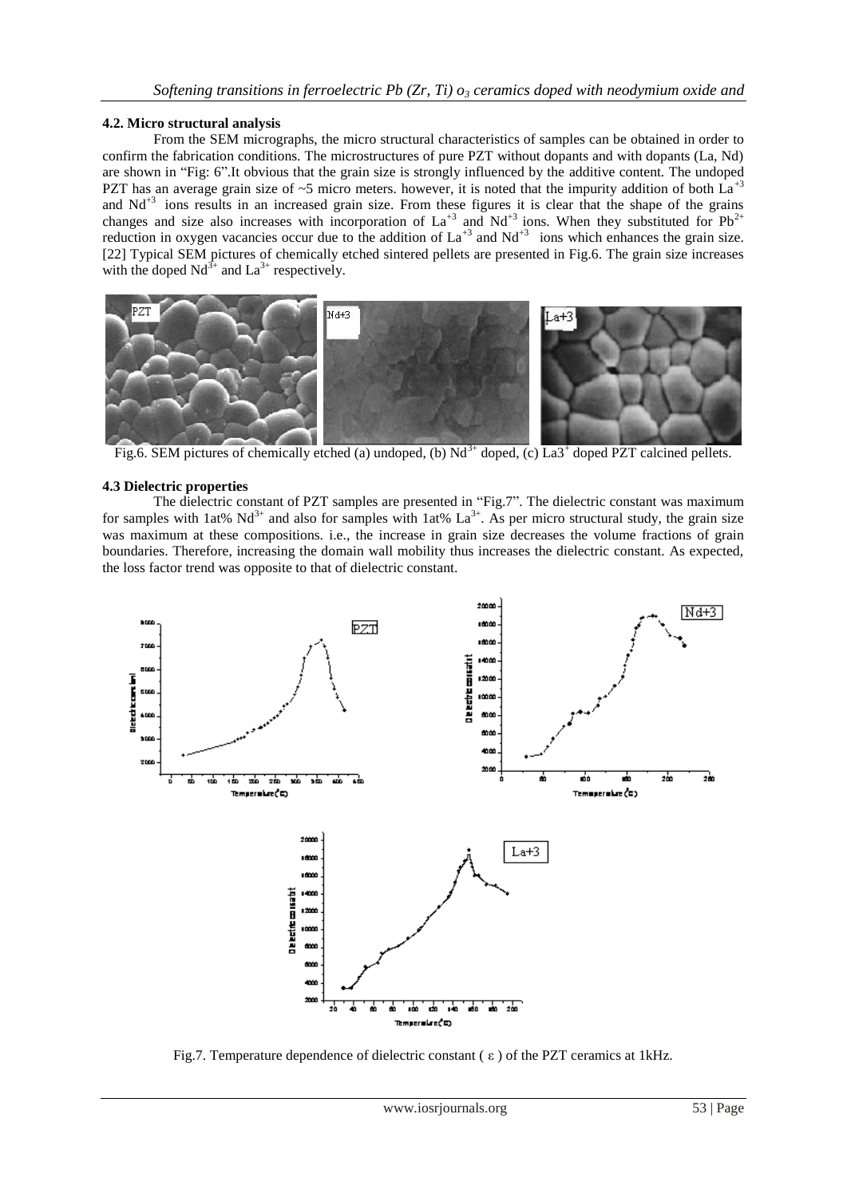### 4.2. Micro structural analysis

From the SEM micrographs, the micro structural characteristics of samples can be obtained in order to confirm the fabrication conditions. The microstructures of pure PZT without dopants and with dopants (La, Nd) are shown in "Fig: 6".It obvious that the grain size is strongly influenced by the additive content. The undoped PZT has an average grain size of ~5 micro meters. however, it is noted that the impurity addition of both $La^{+3}$ and $Nd^{+3}$ ions results in an increased grain size. From these figures it is clear that the shape of the grains changes and size also increases with incorporation of $La^{+3}$ and $Nd^{+3}$ ions. When they substituted for $Pb^{2+}$ reduction in oxygen vacancies occur due to the addition of $La^{+3}$ and $Nd^{+3}$ ions which enhances the grain size. [22] Typical SEM pictures of chemically etched sintered pellets are presented in Fig.6. The grain size increases with the doped $Nd^{3+}$ and $La^{3+}$ respectively.

PZT

Nd+3

La+3

Fig.6. SEM pictures of chemically etched (a) undoped, (b) $Nd^{3+}$ doped, (c) $La3^{+}$ doped PZT calcined pellets.

### 4.3 Dielectric properties

The dielectric constant of PZT samples are presented in "Fig.7". The dielectric constant was maximum for samples with 1at% $Nd^{3+}$ and also for samples with 1at% $La^{3+}$. As per micro structural study, the grain size was maximum at these compositions. i.e., the increase in grain size decreases the volume fractions of grain boundaries. Therefore, increasing the domain wall mobility thus increases the dielectric constant. As expected, the loss factor trend was opposite to that of dielectric constant.

PZT

Dielectric constant

Temperature(°C)

Nd+3

Dielectric constant

Temperature(°C)

La+3

Dielectric constant

Temperature(°C)

Fig.7. Temperature dependence of dielectric constant ( ε ) of the PZT ceramics at 1kHz.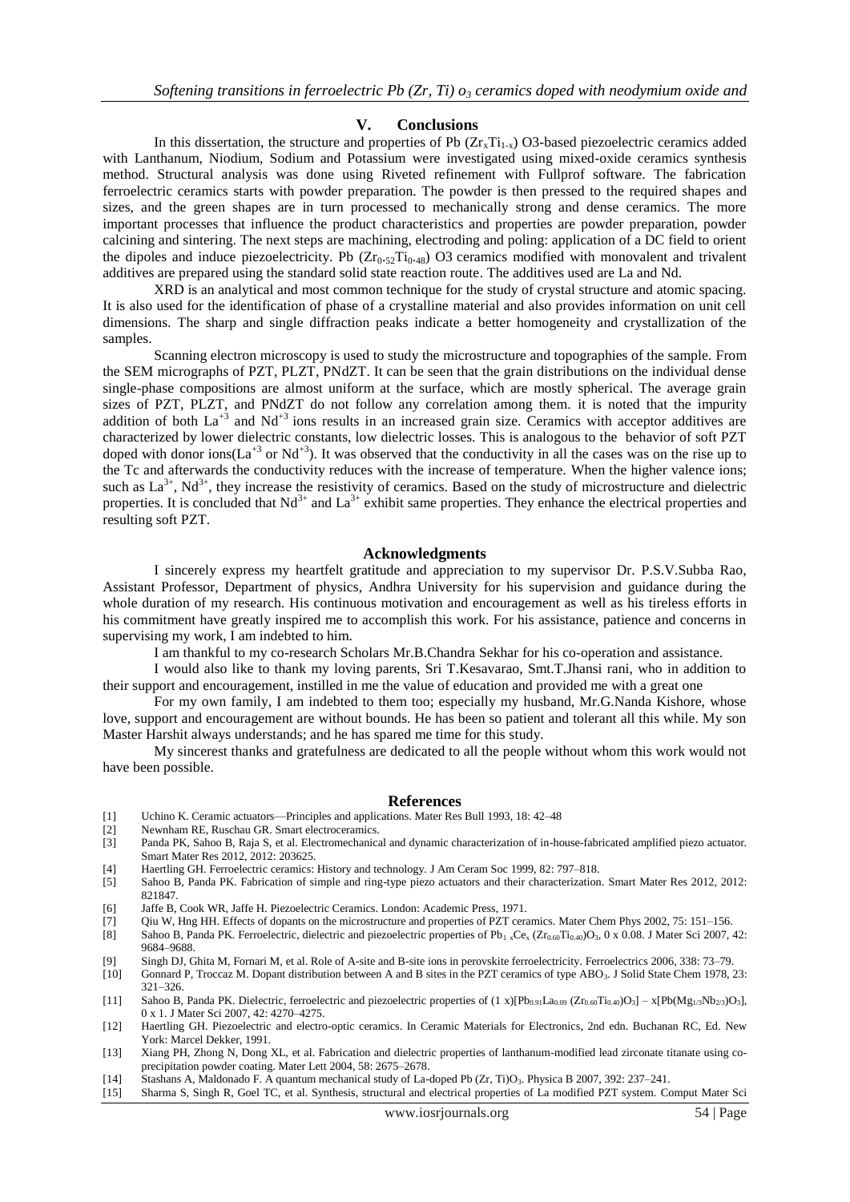## V. Conclusions

In this dissertation, the structure and properties of Pb $(Zr_xTi_{1-x})$ O3-based piezoelectric ceramics added with Lanthanum, Niodium, Sodium and Potassium were investigated using mixed-oxide ceramics synthesis method. Structural analysis was done using Riveted refinement with Fullprof software. The fabrication ferroelectric ceramics starts with powder preparation. The powder is then pressed to the required shapes and sizes, and the green shapes are in turn processed to mechanically strong and dense ceramics. The more important processes that influence the product characteristics and properties are powder preparation, powder calcining and sintering. The next steps are machining, electroding and poling: application of a DC field to orient the dipoles and induce piezoelectricity. Pb $(Zr_{0.52}Ti_{0.48})$ O3 ceramics modified with monovalent and trivalent additives are prepared using the standard solid state reaction route. The additives used are La and Nd.

XRD is an analytical and most common technique for the study of crystal structure and atomic spacing. It is also used for the identification of phase of a crystalline material and also provides information on unit cell dimensions. The sharp and single diffraction peaks indicate a better homogeneity and crystallization of the samples.

Scanning electron microscopy is used to study the microstructure and topographies of the sample. From the SEM micrographs of PZT, PLZT, PNdZT. It can be seen that the grain distributions on the individual dense single-phase compositions are almost uniform at the surface, which are mostly spherical. The average grain sizes of PZT, PLZT, and PNdZT do not follow any correlation among them. it is noted that the impurity addition of both $La^{+3}$ and $Nd^{+3}$ ions results in an increased grain size. Ceramics with acceptor additives are characterized by lower dielectric constants, low dielectric losses. This is analogous to the behavior of soft PZT doped with donor ions($La^{+3}$ or $Nd^{+3}$). It was observed that the conductivity in all the cases was on the rise up to the Tc and afterwards the conductivity reduces with the increase of temperature. When the higher valence ions; such as $La^{3+}$, $Nd^{3+}$, they increase the resistivity of ceramics. Based on the study of microstructure and dielectric properties. It is concluded that $Nd^{3+}$ and $La^{3+}$ exhibit same properties. They enhance the electrical properties and resulting soft PZT.

## Acknowledgments

I sincerely express my heartfelt gratitude and appreciation to my supervisor Dr. P.S.V.Subba Rao, Assistant Professor, Department of physics, Andhra University for his supervision and guidance during the whole duration of my research. His continuous motivation and encouragement as well as his tireless efforts in his commitment have greatly inspired me to accomplish this work. For his assistance, patience and concerns in supervising my work, I am indebted to him.

I am thankful to my co-research Scholars Mr.B.Chandra Sekhar for his co-operation and assistance.

I would also like to thank my loving parents, Sri T.Kesavarao, Smt.T.Jhansi rani, who in addition to their support and encouragement, instilled in me the value of education and provided me with a great one

For my own family, I am indebted to them too; especially my husband, Mr.G.Nanda Kishore, whose love, support and encouragement are without bounds. He has been so patient and tolerant all this while. My son Master Harshit always understands; and he has spared me time for this study.

My sincerest thanks and gratefulness are dedicated to all the people without whom this work would not have been possible.

## References

[1] Uchino K. Ceramic actuators—Principles and applications. Mater Res Bull 1993, 18: 42–48

[2] Newnham RE, Ruschau GR. Smart electroceramics.

[3] Panda PK, Sahoo B, Raja S, et al. Electromechanical and dynamic characterization of in-house-fabricated amplified piezo actuator. Smart Mater Res 2012, 2012: 203625.

[4] Haertling GH. Ferroelectric ceramics: History and technology. J Am Ceram Soc 1999, 82: 797–818.

[5] Sahoo B, Panda PK. Fabrication of simple and ring-type piezo actuators and their characterization. Smart Mater Res 2012, 2012: 821847.

[6] Jaffe B, Cook WR, Jaffe H. Piezoelectric Ceramics. London: Academic Press, 1971.

[7] Qiu W, Hng HH. Effects of dopants on the microstructure and properties of PZT ceramics. Mater Chem Phys 2002, 75: 151–156.

[8] Sahoo B, Panda PK. Ferroelectric, dielectric and piezoelectric properties of $Pb_{1-x}Ce_x(Zr_{0.60}Ti_{0.40})O_3$, 0 x 0.08. J Mater Sci 2007, 42: 9684–9688.

[9] Singh DJ, Ghita M, Fornari M, et al. Role of A-site and B-site ions in perovskite ferroelectricity. Ferroelectrics 2006, 338: 73–79.

[10] Gonnard P, Troccaz M. Dopant distribution between A and B sites in the PZT ceramics of type $ABO_3$. J Solid State Chem 1978, 23: 321–326.

[11] Sahoo B, Panda PK. Dielectric, ferroelectric and piezoelectric properties of (1 x)$[Pb_{0.91}La_{0.09}(Zr_{0.60}Ti_{0.40})O_3]$ – x$[Pb(Mg_{1/3}Nb_{2/3})O_3]$, 0 x 1. J Mater Sci 2007, 42: 4270–4275.

[12] Haertling GH. Piezoelectric and electro-optic ceramics. In Ceramic Materials for Electronics, 2nd edn. Buchanan RC, Ed. New York: Marcel Dekker, 1991.

[13] Xiang PH, Zhong N, Dong XL, et al. Fabrication and dielectric properties of lanthanum-modified lead zirconate titanate using co-precipitation powder coating. Mater Lett 2004, 58: 2675–2678.

[14] Stashans A, Maldonado F. A quantum mechanical study of La-doped Pb (Zr, Ti)$O_3$. Physica B 2007, 392: 237–241.

[15] Sharma S, Singh R, Goel TC, et al. Synthesis, structural and electrical properties of La modified PZT system. Comput Mater Sci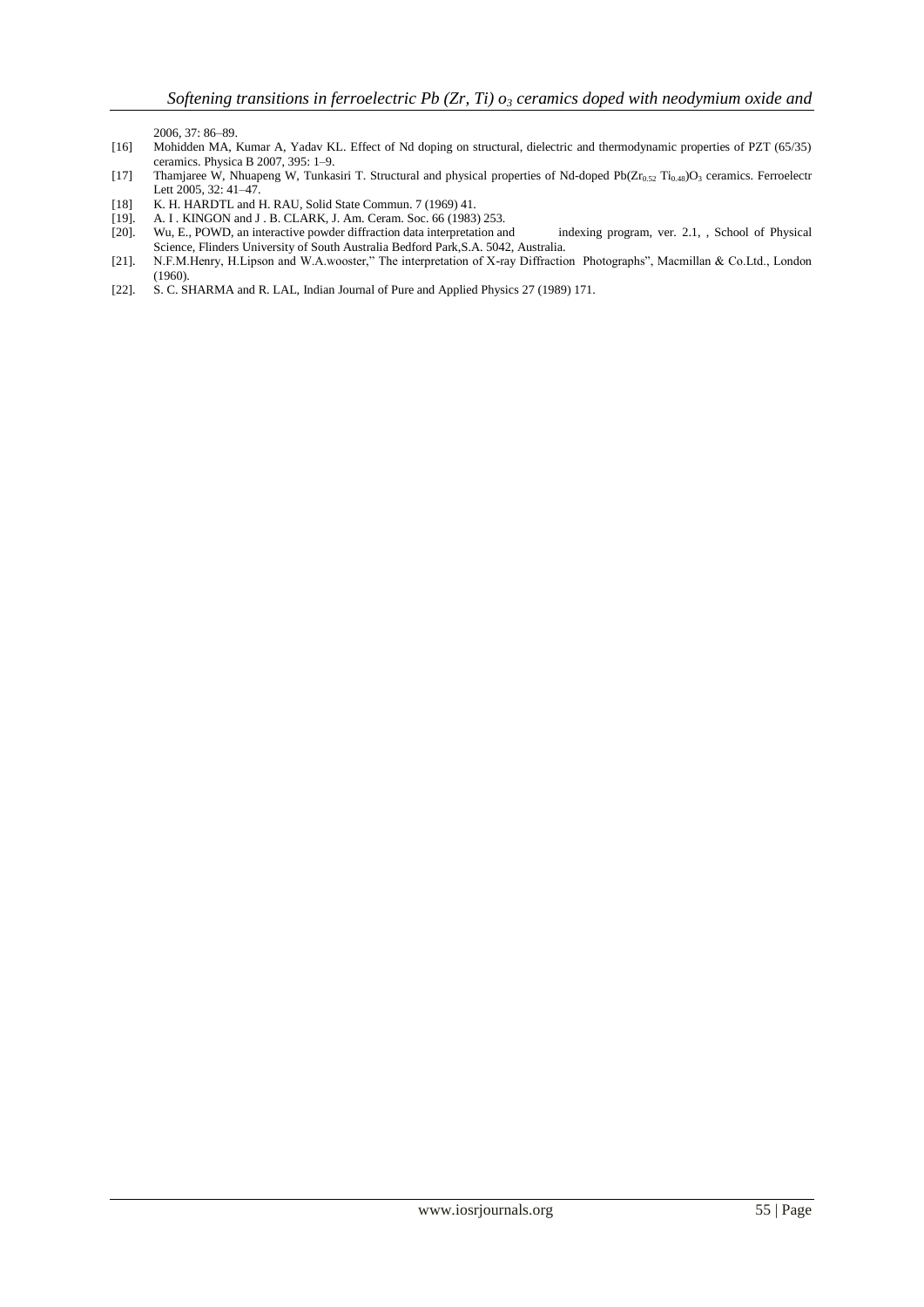2006, 37: 86–89.

[16] Mohidden MA, Kumar A, Yadav KL. Effect of Nd doping on structural, dielectric and thermodynamic properties of PZT (65/35) ceramics. Physica B 2007, 395: 1–9.

[17] Thamjaree W, Nhuapeng W, Tunkasiri T. Structural and physical properties of Nd-doped $Pb(Zr_{0.52}\ Ti_{0.48})O_3$ ceramics. Ferroelectr Lett 2005, 32: 41–47.

[18] K. H. HARDTL and H. RAU, Solid State Commun. 7 (1969) 41.

[19]. A. I . KINGON and J . B. CLARK, J. Am. Ceram. Soc. 66 (1983) 253.

[20]. Wu, E., POWD, an interactive powder diffraction data interpretation and indexing program, ver. 2.1, , School of Physical Science, Flinders University of South Australia Bedford Park,S.A. 5042, Australia.

[21]. N.F.M.Henry, H.Lipson and W.A.wooster," The interpretation of X-ray Diffraction Photographs", Macmillan & Co.Ltd., London (1960).

[22]. S. C. SHARMA and R. LAL, Indian Journal of Pure and Applied Physics 27 (1989) 171.